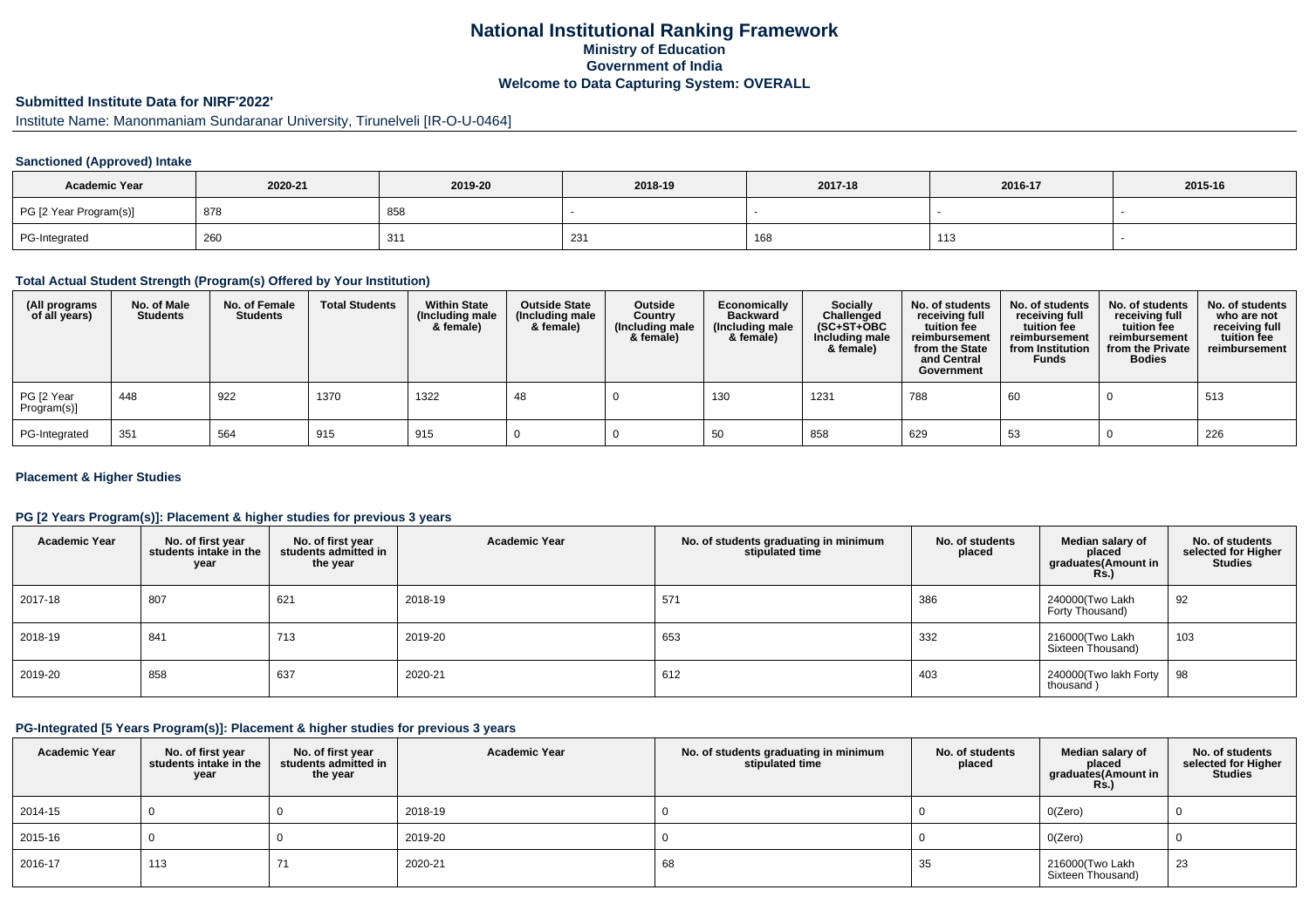# National Institutional Ranking Framework

## Ministry of Education

## Government of India

## Welcome to Data Capturing System: OVERALL

### Submitted Institute Data for NIRF'2022'

Institute Name: Manonmaniam Sundaranar University, Tirunelveli [IR-O-U-0464]

#### Sanctioned (Approved) Intake

| Academic Year | 2020-21 | 2019-20 | 2018-19 | 2017-18 | 2016-17 | 2015-16 |
|---|---|---|---|---|---|---|
| PG [2 Year Program(s)] | 878 | 858 | - | - | - | - |
| PG-Integrated | 260 | 311 | 231 | 168 | 113 | - |

#### Total Actual Student Strength (Program(s) Offered by Your Institution)

| (All programs of all years) | No. of Male Students | No. of Female Students | Total Students | Within State (Including male & female) | Outside State (Including male & female) | Outside Country (Including male & female) | Economically Backward (Including male & female) | Socially Challenged (SC+ST+OBC Including male & female) | No. of students receiving full tuition fee reimbursement from the State and Central Government | No. of students receiving full tuition fee reimbursement from Institution Funds | No. of students receiving full tuition fee reimbursement from the Private Bodies | No. of students who are not receiving full tuition fee reimbursement |
|---|---|---|---|---|---|---|---|---|---|---|---|---|
| PG [2 Year Program(s)] | 448 | 922 | 1370 | 1322 | 48 | 0 | 130 | 1231 | 788 | 60 | 0 | 513 |
| PG-Integrated | 351 | 564 | 915 | 915 | 0 | 0 | 50 | 858 | 629 | 53 | 0 | 226 |

#### Placement & Higher Studies

#### PG [2 Years Program(s)]: Placement & higher studies for previous 3 years

| Academic Year | No. of first year students intake in the year | No. of first year students admitted in the year | Academic Year | No. of students graduating in minimum stipulated time | No. of students placed | Median salary of placed graduates(Amount in Rs.) | No. of students selected for Higher Studies |
|---|---|---|---|---|---|---|---|
| 2017-18 | 807 | 621 | 2018-19 | 571 | 386 | 240000(Two Lakh Forty Thousand) | 92 |
| 2018-19 | 841 | 713 | 2019-20 | 653 | 332 | 216000(Two Lakh Sixteen Thousand) | 103 |
| 2019-20 | 858 | 637 | 2020-21 | 612 | 403 | 240000(Two lakh Forty thousand ) | 98 |

#### PG-Integrated [5 Years Program(s)]: Placement & higher studies for previous 3 years

| Academic Year | No. of first year students intake in the year | No. of first year students admitted in the year | Academic Year | No. of students graduating in minimum stipulated time | No. of students placed | Median salary of placed graduates(Amount in Rs.) | No. of students selected for Higher Studies |
|---|---|---|---|---|---|---|---|
| 2014-15 | 0 | 0 | 2018-19 | 0 | 0 | 0(Zero) | 0 |
| 2015-16 | 0 | 0 | 2019-20 | 0 | 0 | 0(Zero) | 0 |
| 2016-17 | 113 | 71 | 2020-21 | 68 | 35 | 216000(Two Lakh Sixteen Thousand) | 23 |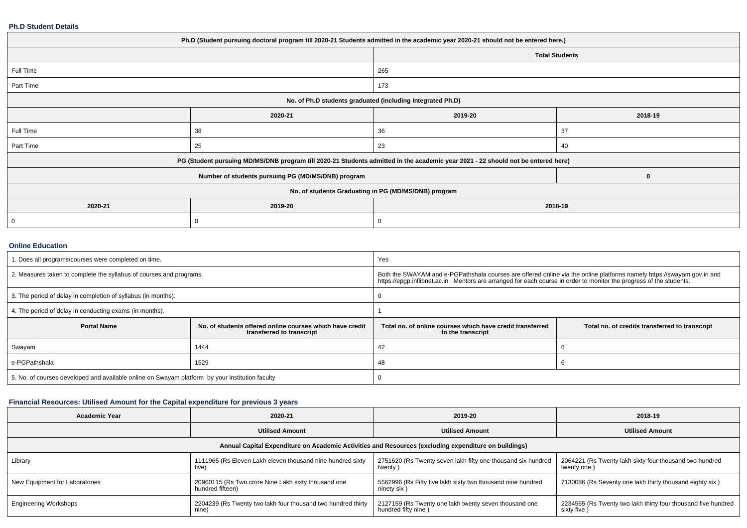**Ph.D Student Details**

| Ph.D (Student pursuing doctoral program till 2020-21 Students admitted in the academic year 2020-21 should not be entered here.) | | | |
|---|---|---|---|
| | | Total Students | |
| Full Time | | 265 | |
| Part Time | | 173 | |
| No. of Ph.D students graduated (including Integrated Ph.D) | | | |
| | 2020-21 | 2019-20 | 2018-19 |
| Full Time | 38 | 36 | 37 |
| Part Time | 25 | 23 | 40 |
| PG (Student pursuing MD/MS/DNB program till 2020-21 Students admitted in the academic year 2021 - 22 should not be entered here) | | | |
| Number of students pursuing PG (MD/MS/DNB) program | | | 0 |
| No. of students Graduating in PG (MD/MS/DNB) program | | | |
| 2020-21 | 2019-20 | 2018-19 | |
| 0 | 0 | 0 | |

**Online Education**

| 1. Does all programs/courses were completed on time. | | Yes | |
|---|---|---|---|
| 2. Measures taken to complete the syllabus of courses and programs. | | Both the SWAYAM and e-PGPathshala courses are offered online via the online platforms namely https://swayam.gov.in and https://epgp.inflibnet.ac.in . Mentors are arranged for each course in order to monitor the progress of the students. | |
| 3. The period of delay in completion of syllabus (in months). | | 0 | |
| 4. The period of delay in conducting exams (in months). | | 1 | |
| **Portal Name** | **No. of students offered online courses which have credit transferred to transcript** | **Total no. of online courses which have credit transferred to the transcript** | **Total no. of credits transferred to transcript** |
| Swayam | 1444 | 42 | 6 |
| e-PGPathshala | 1529 | 48 | 6 |
| 5. No. of courses developed and available online on Swayam platform by your institution faculty | | 0 | |

**Financial Resources: Utilised Amount for the Capital expenditure for previous 3 years**

| Academic Year | 2020-21 | 2019-20 | 2018-19 |
|---|---|---|---|
| | Utilised Amount | Utilised Amount | Utilised Amount |
| Annual Capital Expenditure on Academic Activities and Resources (excluding expenditure on buildings) | | | |
| Library | 1111965 (Rs Eleven Lakh eleven thousand nine hundred sixty five) | 2751620 (Rs Twenty seven lakh fifty one thousand six hundred twenty ) | 2064221 (Rs Twenty lakh sixty four thousand two hundred twenty one ) |
| New Equipment for Laboratories | 20960115 (Rs Two crore Nine Lakh sixty thousand one hundred fifteen) | 5562996 (Rs Fifty five lakh sixty two thousand nine hundred ninety six ) | 7130086 (Rs Seventy one lakh thirty thousand eighty six ) |
| Engineering Workshops | 2204239 (Rs Twenty two lakh four thousand two hundred thirty nine) | 2127159 (Rs Twenty one lakh twenty seven thousand one hundred fifty nine ) | 2234565 (Rs Twenty two lakh thirty four thousand five hundred sixty five ) |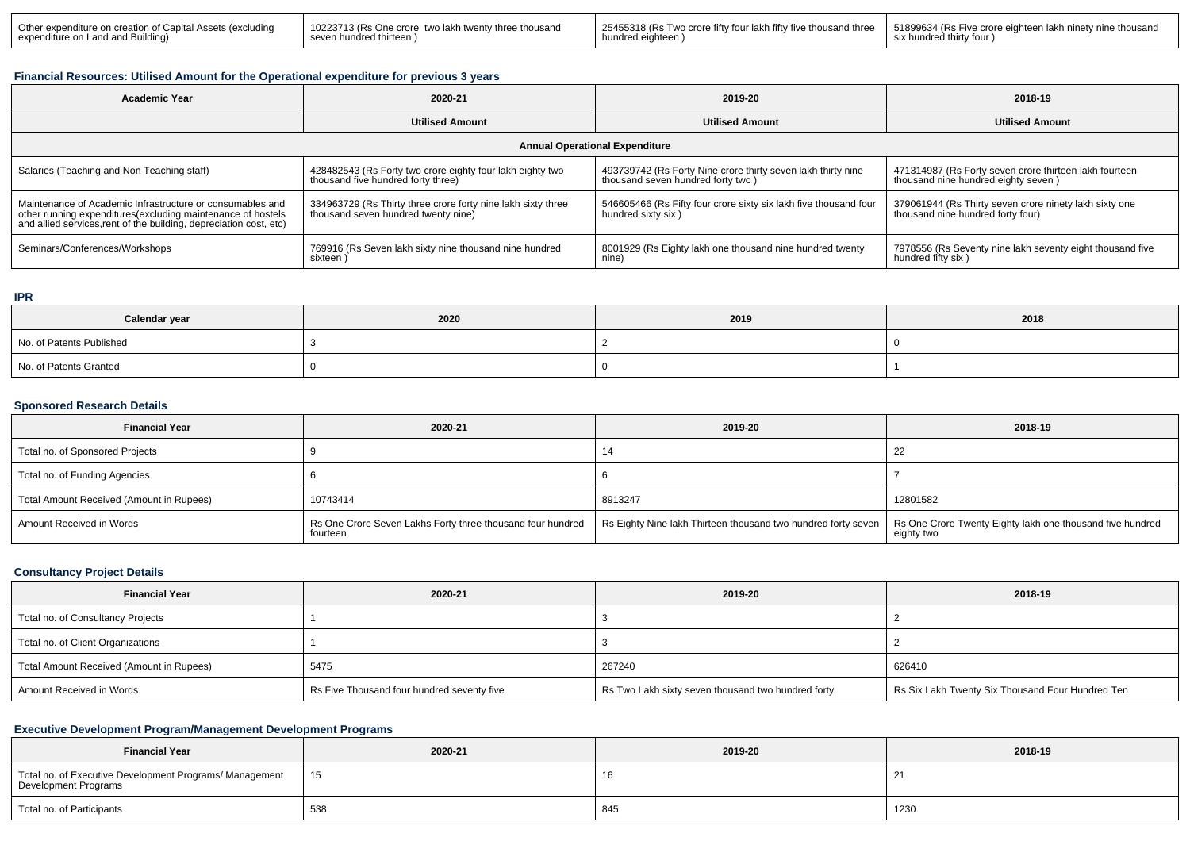| Other expenditure on creation of Capital Assets (excluding expenditure on Land and Building) | 10223713 (Rs One crore two lakh twenty three thousand seven hundred thirteen ) | 25455318 (Rs Two crore fifty four lakh fifty five thousand three hundred eighteen ) | 51899634 (Rs Five crore eighteen lakh ninety nine thousand six hundred thirty four ) |
|---|---|---|---|

### Financial Resources: Utilised Amount for the Operational expenditure for previous 3 years

| Academic Year | 2020-21 | 2019-20 | 2018-19 |
|---|---|---|---|
| | Utilised Amount | Utilised Amount | Utilised Amount |
| Annual Operational Expenditure | | | |
| Salaries (Teaching and Non Teaching staff) | 428482543 (Rs Forty two crore eighty four lakh eighty two thousand five hundred forty three) | 493739742 (Rs Forty Nine crore thirty seven lakh thirty nine thousand seven hundred forty two ) | 471314987 (Rs Forty seven crore thirteen lakh fourteen thousand nine hundred eighty seven ) |
| Maintenance of Academic Infrastructure or consumables and other running expenditures(excluding maintenance of hostels and allied services,rent of the building, depreciation cost, etc) | 334963729 (Rs Thirty three crore forty nine lakh sixty three thousand seven hundred twenty nine) | 546605466 (Rs Fifty four crore sixty six lakh five thousand four hundred sixty six ) | 379061944 (Rs Thirty seven crore ninety lakh sixty one thousand nine hundred forty four) |
| Seminars/Conferences/Workshops | 769916 (Rs Seven lakh sixty nine thousand nine hundred sixteen ) | 8001929 (Rs Eighty lakh one thousand nine hundred twenty nine) | 7978556 (Rs Seventy nine lakh seventy eight thousand five hundred fifty six ) |

### IPR

| Calendar year | 2020 | 2019 | 2018 |
|---|---|---|---|
| No. of Patents Published | 3 | 2 | 0 |
| No. of Patents Granted | 0 | 0 | 1 |

### Sponsored Research Details

| Financial Year | 2020-21 | 2019-20 | 2018-19 |
|---|---|---|---|
| Total no. of Sponsored Projects | 9 | 14 | 22 |
| Total no. of Funding Agencies | 6 | 6 | 7 |
| Total Amount Received (Amount in Rupees) | 10743414 | 8913247 | 12801582 |
| Amount Received in Words | Rs One Crore Seven Lakhs Forty three thousand four hundred fourteen | Rs Eighty Nine lakh Thirteen thousand two hundred forty seven | Rs One Crore Twenty Eighty lakh one thousand five hundred eighty two |

### Consultancy Project Details

| Financial Year | 2020-21 | 2019-20 | 2018-19 |
|---|---|---|---|
| Total no. of Consultancy Projects | 1 | 3 | 2 |
| Total no. of Client Organizations | 1 | 3 | 2 |
| Total Amount Received (Amount in Rupees) | 5475 | 267240 | 626410 |
| Amount Received in Words | Rs Five Thousand four hundred seventy five | Rs Two Lakh sixty seven thousand two hundred forty | Rs Six Lakh Twenty Six Thousand Four Hundred Ten |

### Executive Development Program/Management Development Programs

| Financial Year | 2020-21 | 2019-20 | 2018-19 |
|---|---|---|---|
| Total no. of Executive Development Programs/ Management Development Programs | 15 | 16 | 21 |
| Total no. of Participants | 538 | 845 | 1230 |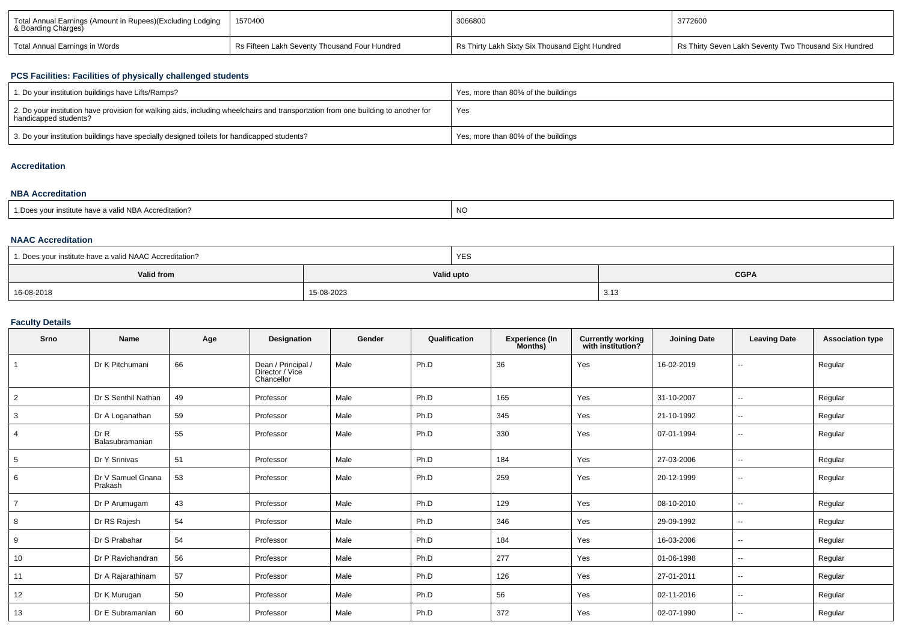| Total Annual Earnings (Amount in Rupees)(Excluding Lodging & Boarding Charges) | 1570400 | 3066800 | 3772600 |
|---|---|---|---|
| Total Annual Earnings in Words | Rs Fifteen Lakh Seventy Thousand Four Hundred | Rs Thirty Lakh Sixty Six Thousand Eight Hundred | Rs Thirty Seven Lakh Seventy Two Thousand Six Hundred |

### PCS Facilities: Facilities of physically challenged students

| 1. Do your institution buildings have Lifts/Ramps? | Yes, more than 80% of the buildings |
|---|---|
| 2. Do your institution have provision for walking aids, including wheelchairs and transportation from one building to another for handicapped students? | Yes |
| 3. Do your institution buildings have specially designed toilets for handicapped students? | Yes, more than 80% of the buildings |

### Accreditation

### NBA Accreditation

| 1.Does your institute have a valid NBA Accreditation? | NO |
|---|---|

### NAAC Accreditation

| 1. Does your institute have a valid NAAC Accreditation? | YES | |
|---|---|---|
| **Valid from** | **Valid upto** | **CGPA** |
| 16-08-2018 | 15-08-2023 | 3.13 |

### Faculty Details

| Srno | Name | Age | Designation | Gender | Qualification | Experience (In Months) | Currently working with institution? | Joining Date | Leaving Date | Association type |
|---|---|---|---|---|---|---|---|---|---|---|
| 1 | Dr K Pitchumani | 66 | Dean / Principal / Director / Vice Chancellor | Male | Ph.D | 36 | Yes | 16-02-2019 | -- | Regular |
| 2 | Dr S Senthil Nathan | 49 | Professor | Male | Ph.D | 165 | Yes | 31-10-2007 | -- | Regular |
| 3 | Dr A Loganathan | 59 | Professor | Male | Ph.D | 345 | Yes | 21-10-1992 | -- | Regular |
| 4 | Dr R Balasubramanian | 55 | Professor | Male | Ph.D | 330 | Yes | 07-01-1994 | -- | Regular |
| 5 | Dr Y Srinivas | 51 | Professor | Male | Ph.D | 184 | Yes | 27-03-2006 | -- | Regular |
| 6 | Dr V Samuel Gnana Prakash | 53 | Professor | Male | Ph.D | 259 | Yes | 20-12-1999 | -- | Regular |
| 7 | Dr P Arumugam | 43 | Professor | Male | Ph.D | 129 | Yes | 08-10-2010 | -- | Regular |
| 8 | Dr RS Rajesh | 54 | Professor | Male | Ph.D | 346 | Yes | 29-09-1992 | -- | Regular |
| 9 | Dr S Prabahar | 54 | Professor | Male | Ph.D | 184 | Yes | 16-03-2006 | -- | Regular |
| 10 | Dr P Ravichandran | 56 | Professor | Male | Ph.D | 277 | Yes | 01-06-1998 | -- | Regular |
| 11 | Dr A Rajarathinam | 57 | Professor | Male | Ph.D | 126 | Yes | 27-01-2011 | -- | Regular |
| 12 | Dr K Murugan | 50 | Professor | Male | Ph.D | 56 | Yes | 02-11-2016 | -- | Regular |
| 13 | Dr E Subramanian | 60 | Professor | Male | Ph.D | 372 | Yes | 02-07-1990 | -- | Regular |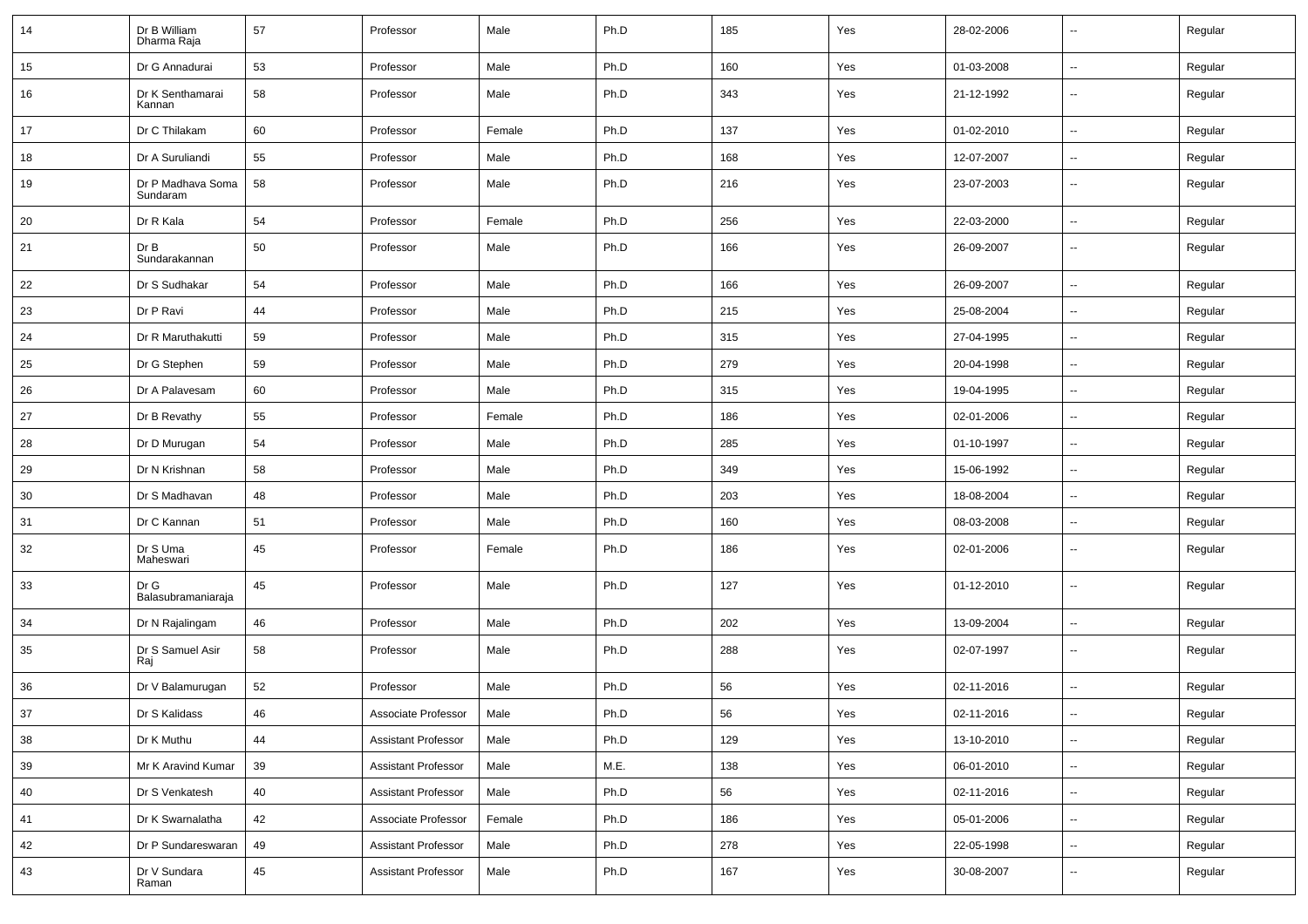| 14 | Dr B William Dharma Raja | 57 | Professor | Male | Ph.D | 185 | Yes | 28-02-2006 | -- | Regular |
|---|---|---|---|---|---|---|---|---|---|---|
| 15 | Dr G Annadurai | 53 | Professor | Male | Ph.D | 160 | Yes | 01-03-2008 | -- | Regular |
| 16 | Dr K Senthamarai Kannan | 58 | Professor | Male | Ph.D | 343 | Yes | 21-12-1992 | -- | Regular |
| 17 | Dr C Thilakam | 60 | Professor | Female | Ph.D | 137 | Yes | 01-02-2010 | -- | Regular |
| 18 | Dr A Suruliandi | 55 | Professor | Male | Ph.D | 168 | Yes | 12-07-2007 | -- | Regular |
| 19 | Dr P Madhava Soma Sundaram | 58 | Professor | Male | Ph.D | 216 | Yes | 23-07-2003 | -- | Regular |
| 20 | Dr R Kala | 54 | Professor | Female | Ph.D | 256 | Yes | 22-03-2000 | -- | Regular |
| 21 | Dr B Sundarakannan | 50 | Professor | Male | Ph.D | 166 | Yes | 26-09-2007 | -- | Regular |
| 22 | Dr S Sudhakar | 54 | Professor | Male | Ph.D | 166 | Yes | 26-09-2007 | -- | Regular |
| 23 | Dr P Ravi | 44 | Professor | Male | Ph.D | 215 | Yes | 25-08-2004 | -- | Regular |
| 24 | Dr R Maruthakutti | 59 | Professor | Male | Ph.D | 315 | Yes | 27-04-1995 | -- | Regular |
| 25 | Dr G Stephen | 59 | Professor | Male | Ph.D | 279 | Yes | 20-04-1998 | -- | Regular |
| 26 | Dr A Palavesam | 60 | Professor | Male | Ph.D | 315 | Yes | 19-04-1995 | -- | Regular |
| 27 | Dr B Revathy | 55 | Professor | Female | Ph.D | 186 | Yes | 02-01-2006 | -- | Regular |
| 28 | Dr D Murugan | 54 | Professor | Male | Ph.D | 285 | Yes | 01-10-1997 | -- | Regular |
| 29 | Dr N Krishnan | 58 | Professor | Male | Ph.D | 349 | Yes | 15-06-1992 | -- | Regular |
| 30 | Dr S Madhavan | 48 | Professor | Male | Ph.D | 203 | Yes | 18-08-2004 | -- | Regular |
| 31 | Dr C Kannan | 51 | Professor | Male | Ph.D | 160 | Yes | 08-03-2008 | -- | Regular |
| 32 | Dr S Uma Maheswari | 45 | Professor | Female | Ph.D | 186 | Yes | 02-01-2006 | -- | Regular |
| 33 | Dr G Balasubramaniaraja | 45 | Professor | Male | Ph.D | 127 | Yes | 01-12-2010 | -- | Regular |
| 34 | Dr N Rajalingam | 46 | Professor | Male | Ph.D | 202 | Yes | 13-09-2004 | -- | Regular |
| 35 | Dr S Samuel Asir Raj | 58 | Professor | Male | Ph.D | 288 | Yes | 02-07-1997 | -- | Regular |
| 36 | Dr V Balamurugan | 52 | Professor | Male | Ph.D | 56 | Yes | 02-11-2016 | -- | Regular |
| 37 | Dr S Kalidass | 46 | Associate Professor | Male | Ph.D | 56 | Yes | 02-11-2016 | -- | Regular |
| 38 | Dr K Muthu | 44 | Assistant Professor | Male | Ph.D | 129 | Yes | 13-10-2010 | -- | Regular |
| 39 | Mr K Aravind Kumar | 39 | Assistant Professor | Male | M.E. | 138 | Yes | 06-01-2010 | -- | Regular |
| 40 | Dr S Venkatesh | 40 | Assistant Professor | Male | Ph.D | 56 | Yes | 02-11-2016 | -- | Regular |
| 41 | Dr K Swarnalatha | 42 | Associate Professor | Female | Ph.D | 186 | Yes | 05-01-2006 | -- | Regular |
| 42 | Dr P Sundareswaran | 49 | Assistant Professor | Male | Ph.D | 278 | Yes | 22-05-1998 | -- | Regular |
| 43 | Dr V Sundara Raman | 45 | Assistant Professor | Male | Ph.D | 167 | Yes | 30-08-2007 | -- | Regular |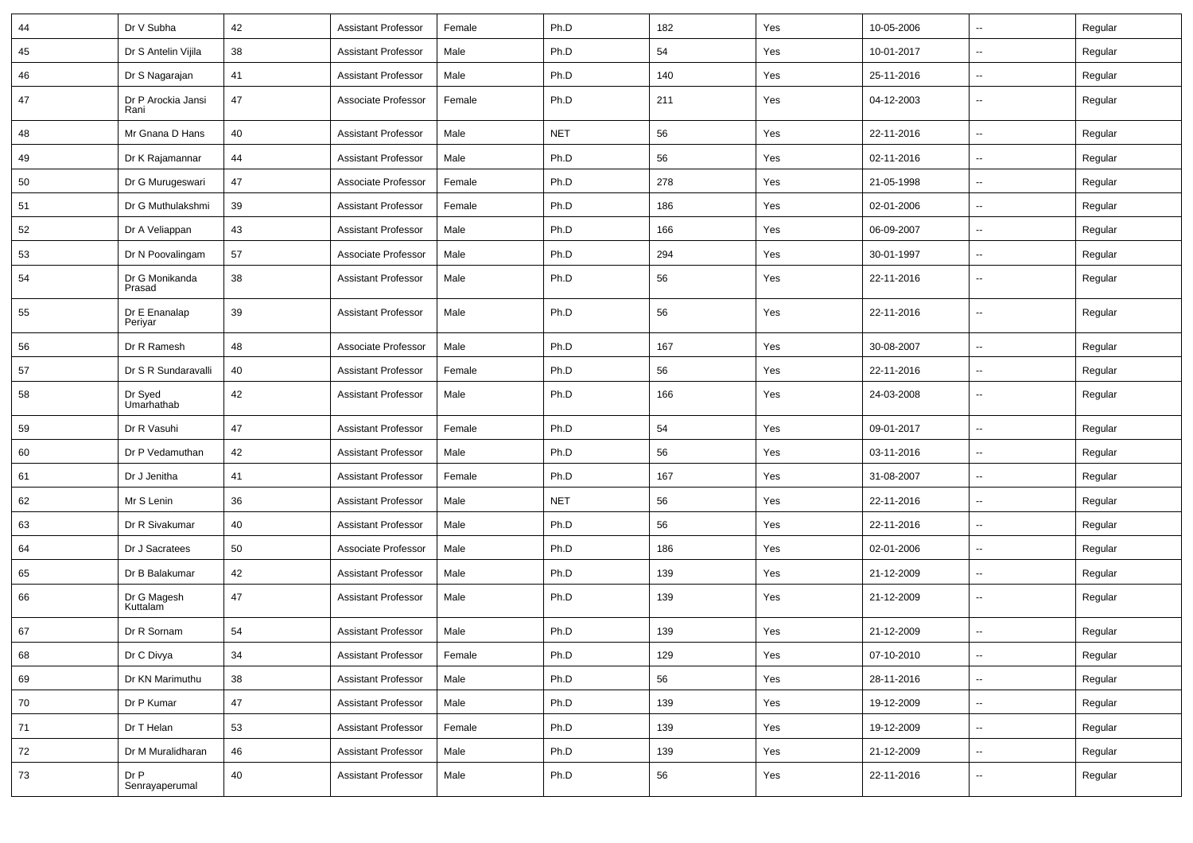| 44 | Dr V Subha | 42 | Assistant Professor | Female | Ph.D | 182 | Yes | 10-05-2006 | -- | Regular |
|---|---|---|---|---|---|---|---|---|---|---|
| 45 | Dr S Antelin Vijila | 38 | Assistant Professor | Male | Ph.D | 54 | Yes | 10-01-2017 | -- | Regular |
| 46 | Dr S Nagarajan | 41 | Assistant Professor | Male | Ph.D | 140 | Yes | 25-11-2016 | -- | Regular |
| 47 | Dr P Arockia Jansi Rani | 47 | Associate Professor | Female | Ph.D | 211 | Yes | 04-12-2003 | -- | Regular |
| 48 | Mr Gnana D Hans | 40 | Assistant Professor | Male | NET | 56 | Yes | 22-11-2016 | -- | Regular |
| 49 | Dr K Rajamannar | 44 | Assistant Professor | Male | Ph.D | 56 | Yes | 02-11-2016 | -- | Regular |
| 50 | Dr G Murugeswari | 47 | Associate Professor | Female | Ph.D | 278 | Yes | 21-05-1998 | -- | Regular |
| 51 | Dr G Muthulakshmi | 39 | Assistant Professor | Female | Ph.D | 186 | Yes | 02-01-2006 | -- | Regular |
| 52 | Dr A Veliappan | 43 | Assistant Professor | Male | Ph.D | 166 | Yes | 06-09-2007 | -- | Regular |
| 53 | Dr N Poovalingam | 57 | Associate Professor | Male | Ph.D | 294 | Yes | 30-01-1997 | -- | Regular |
| 54 | Dr G Monikanda Prasad | 38 | Assistant Professor | Male | Ph.D | 56 | Yes | 22-11-2016 | -- | Regular |
| 55 | Dr E Enanalap Periyar | 39 | Assistant Professor | Male | Ph.D | 56 | Yes | 22-11-2016 | -- | Regular |
| 56 | Dr R Ramesh | 48 | Associate Professor | Male | Ph.D | 167 | Yes | 30-08-2007 | -- | Regular |
| 57 | Dr S R Sundaravalli | 40 | Assistant Professor | Female | Ph.D | 56 | Yes | 22-11-2016 | -- | Regular |
| 58 | Dr Syed Umarhathab | 42 | Assistant Professor | Male | Ph.D | 166 | Yes | 24-03-2008 | -- | Regular |
| 59 | Dr R Vasuhi | 47 | Assistant Professor | Female | Ph.D | 54 | Yes | 09-01-2017 | -- | Regular |
| 60 | Dr P Vedamuthan | 42 | Assistant Professor | Male | Ph.D | 56 | Yes | 03-11-2016 | -- | Regular |
| 61 | Dr J Jenitha | 41 | Assistant Professor | Female | Ph.D | 167 | Yes | 31-08-2007 | -- | Regular |
| 62 | Mr S Lenin | 36 | Assistant Professor | Male | NET | 56 | Yes | 22-11-2016 | -- | Regular |
| 63 | Dr R Sivakumar | 40 | Assistant Professor | Male | Ph.D | 56 | Yes | 22-11-2016 | -- | Regular |
| 64 | Dr J Sacratees | 50 | Associate Professor | Male | Ph.D | 186 | Yes | 02-01-2006 | -- | Regular |
| 65 | Dr B Balakumar | 42 | Assistant Professor | Male | Ph.D | 139 | Yes | 21-12-2009 | -- | Regular |
| 66 | Dr G Magesh Kuttalam | 47 | Assistant Professor | Male | Ph.D | 139 | Yes | 21-12-2009 | -- | Regular |
| 67 | Dr R Sornam | 54 | Assistant Professor | Male | Ph.D | 139 | Yes | 21-12-2009 | -- | Regular |
| 68 | Dr C Divya | 34 | Assistant Professor | Female | Ph.D | 129 | Yes | 07-10-2010 | -- | Regular |
| 69 | Dr KN Marimuthu | 38 | Assistant Professor | Male | Ph.D | 56 | Yes | 28-11-2016 | -- | Regular |
| 70 | Dr P Kumar | 47 | Assistant Professor | Male | Ph.D | 139 | Yes | 19-12-2009 | -- | Regular |
| 71 | Dr T Helan | 53 | Assistant Professor | Female | Ph.D | 139 | Yes | 19-12-2009 | -- | Regular |
| 72 | Dr M Muralidharan | 46 | Assistant Professor | Male | Ph.D | 139 | Yes | 21-12-2009 | -- | Regular |
| 73 | Dr P Senrayaperumal | 40 | Assistant Professor | Male | Ph.D | 56 | Yes | 22-11-2016 | -- | Regular |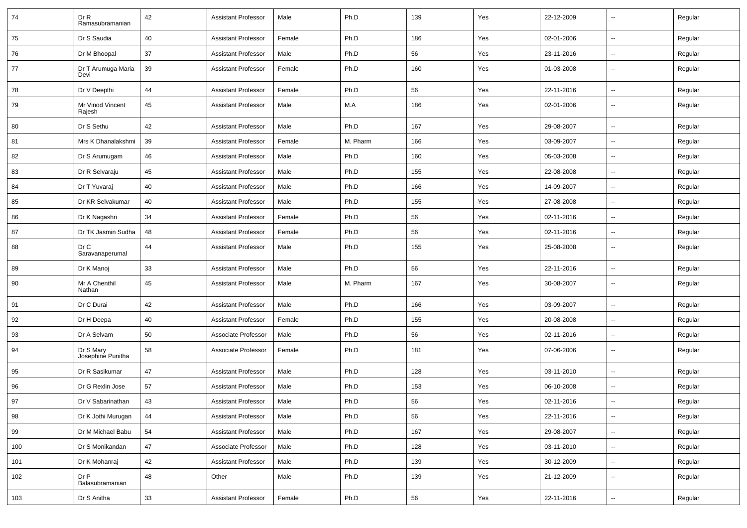| 74 | Dr R Ramasubramanian | 42 | Assistant Professor | Male | Ph.D | 139 | Yes | 22-12-2009 | -- | Regular |
|---|---|---|---|---|---|---|---|---|---|---|
| 75 | Dr S Saudia | 40 | Assistant Professor | Female | Ph.D | 186 | Yes | 02-01-2006 | -- | Regular |
| 76 | Dr M Bhoopal | 37 | Assistant Professor | Male | Ph.D | 56 | Yes | 23-11-2016 | -- | Regular |
| 77 | Dr T Arumuga Maria Devi | 39 | Assistant Professor | Female | Ph.D | 160 | Yes | 01-03-2008 | -- | Regular |
| 78 | Dr V Deepthi | 44 | Assistant Professor | Female | Ph.D | 56 | Yes | 22-11-2016 | -- | Regular |
| 79 | Mr Vinod Vincent Rajesh | 45 | Assistant Professor | Male | M.A | 186 | Yes | 02-01-2006 | -- | Regular |
| 80 | Dr S Sethu | 42 | Assistant Professor | Male | Ph.D | 167 | Yes | 29-08-2007 | -- | Regular |
| 81 | Mrs K Dhanalakshmi | 39 | Assistant Professor | Female | M. Pharm | 166 | Yes | 03-09-2007 | -- | Regular |
| 82 | Dr S Arumugam | 46 | Assistant Professor | Male | Ph.D | 160 | Yes | 05-03-2008 | -- | Regular |
| 83 | Dr R Selvaraju | 45 | Assistant Professor | Male | Ph.D | 155 | Yes | 22-08-2008 | -- | Regular |
| 84 | Dr T Yuvaraj | 40 | Assistant Professor | Male | Ph.D | 166 | Yes | 14-09-2007 | -- | Regular |
| 85 | Dr KR Selvakumar | 40 | Assistant Professor | Male | Ph.D | 155 | Yes | 27-08-2008 | -- | Regular |
| 86 | Dr K Nagashri | 34 | Assistant Professor | Female | Ph.D | 56 | Yes | 02-11-2016 | -- | Regular |
| 87 | Dr TK Jasmin Sudha | 48 | Assistant Professor | Female | Ph.D | 56 | Yes | 02-11-2016 | -- | Regular |
| 88 | Dr C Saravanaperumal | 44 | Assistant Professor | Male | Ph.D | 155 | Yes | 25-08-2008 | -- | Regular |
| 89 | Dr K Manoj | 33 | Assistant Professor | Male | Ph.D | 56 | Yes | 22-11-2016 | -- | Regular |
| 90 | Mr A Chenthil Nathan | 45 | Assistant Professor | Male | M. Pharm | 167 | Yes | 30-08-2007 | -- | Regular |
| 91 | Dr C Durai | 42 | Assistant Professor | Male | Ph.D | 166 | Yes | 03-09-2007 | -- | Regular |
| 92 | Dr H Deepa | 40 | Assistant Professor | Female | Ph.D | 155 | Yes | 20-08-2008 | -- | Regular |
| 93 | Dr A Selvam | 50 | Associate Professor | Male | Ph.D | 56 | Yes | 02-11-2016 | -- | Regular |
| 94 | Dr S Mary Josephine Punitha | 58 | Associate Professor | Female | Ph.D | 181 | Yes | 07-06-2006 | -- | Regular |
| 95 | Dr R Sasikumar | 47 | Assistant Professor | Male | Ph.D | 128 | Yes | 03-11-2010 | -- | Regular |
| 96 | Dr G Rexlin Jose | 57 | Assistant Professor | Male | Ph.D | 153 | Yes | 06-10-2008 | -- | Regular |
| 97 | Dr V Sabarinathan | 43 | Assistant Professor | Male | Ph.D | 56 | Yes | 02-11-2016 | -- | Regular |
| 98 | Dr K Jothi Murugan | 44 | Assistant Professor | Male | Ph.D | 56 | Yes | 22-11-2016 | -- | Regular |
| 99 | Dr M Michael Babu | 54 | Assistant Professor | Male | Ph.D | 167 | Yes | 29-08-2007 | -- | Regular |
| 100 | Dr S Monikandan | 47 | Associate Professor | Male | Ph.D | 128 | Yes | 03-11-2010 | -- | Regular |
| 101 | Dr K Mohanraj | 42 | Assistant Professor | Male | Ph.D | 139 | Yes | 30-12-2009 | -- | Regular |
| 102 | Dr P Balasubramanian | 48 | Other | Male | Ph.D | 139 | Yes | 21-12-2009 | -- | Regular |
| 103 | Dr S Anitha | 33 | Assistant Professor | Female | Ph.D | 56 | Yes | 22-11-2016 | -- | Regular |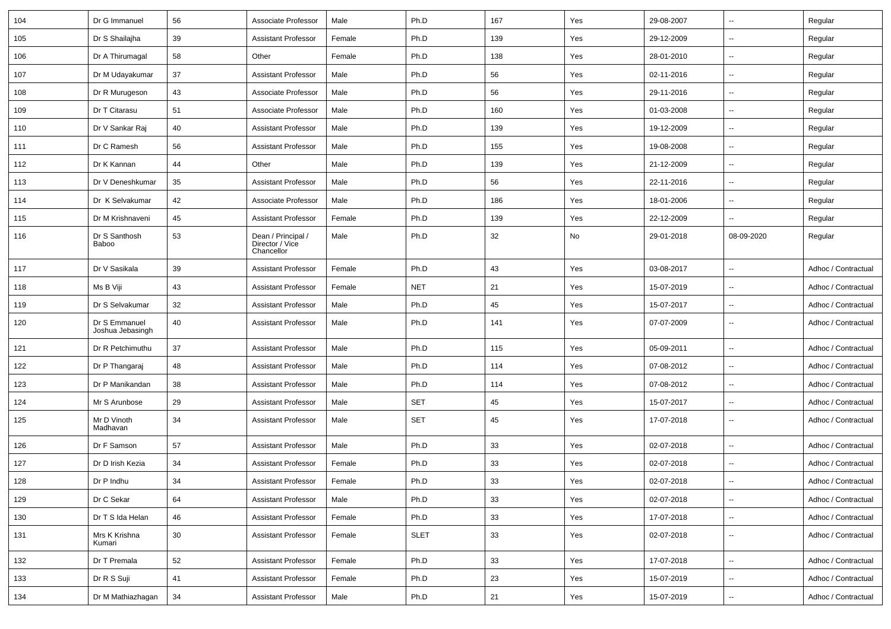| 104 | Dr G Immanuel | 56 | Associate Professor | Male | Ph.D | 167 | Yes | 29-08-2007 | -- | Regular |
|---|---|---|---|---|---|---|---|---|---|---|
| 105 | Dr S Shailajha | 39 | Assistant Professor | Female | Ph.D | 139 | Yes | 29-12-2009 | -- | Regular |
| 106 | Dr A Thirumagal | 58 | Other | Female | Ph.D | 138 | Yes | 28-01-2010 | -- | Regular |
| 107 | Dr M Udayakumar | 37 | Assistant Professor | Male | Ph.D | 56 | Yes | 02-11-2016 | -- | Regular |
| 108 | Dr R Murugeson | 43 | Associate Professor | Male | Ph.D | 56 | Yes | 29-11-2016 | -- | Regular |
| 109 | Dr T Citarasu | 51 | Associate Professor | Male | Ph.D | 160 | Yes | 01-03-2008 | -- | Regular |
| 110 | Dr V Sankar Raj | 40 | Assistant Professor | Male | Ph.D | 139 | Yes | 19-12-2009 | -- | Regular |
| 111 | Dr C Ramesh | 56 | Assistant Professor | Male | Ph.D | 155 | Yes | 19-08-2008 | -- | Regular |
| 112 | Dr K Kannan | 44 | Other | Male | Ph.D | 139 | Yes | 21-12-2009 | -- | Regular |
| 113 | Dr V Deneshkumar | 35 | Assistant Professor | Male | Ph.D | 56 | Yes | 22-11-2016 | -- | Regular |
| 114 | Dr K Selvakumar | 42 | Associate Professor | Male | Ph.D | 186 | Yes | 18-01-2006 | -- | Regular |
| 115 | Dr M Krishnaveni | 45 | Assistant Professor | Female | Ph.D | 139 | Yes | 22-12-2009 | -- | Regular |
| 116 | Dr S Santhosh Baboo | 53 | Dean / Principal / Director / Vice Chancellor | Male | Ph.D | 32 | No | 29-01-2018 | 08-09-2020 | Regular |
| 117 | Dr V Sasikala | 39 | Assistant Professor | Female | Ph.D | 43 | Yes | 03-08-2017 | -- | Adhoc / Contractual |
| 118 | Ms B Viji | 43 | Assistant Professor | Female | NET | 21 | Yes | 15-07-2019 | -- | Adhoc / Contractual |
| 119 | Dr S Selvakumar | 32 | Assistant Professor | Male | Ph.D | 45 | Yes | 15-07-2017 | -- | Adhoc / Contractual |
| 120 | Dr S Emmanuel Joshua Jebasingh | 40 | Assistant Professor | Male | Ph.D | 141 | Yes | 07-07-2009 | -- | Adhoc / Contractual |
| 121 | Dr R Petchimuthu | 37 | Assistant Professor | Male | Ph.D | 115 | Yes | 05-09-2011 | -- | Adhoc / Contractual |
| 122 | Dr P Thangaraj | 48 | Assistant Professor | Male | Ph.D | 114 | Yes | 07-08-2012 | -- | Adhoc / Contractual |
| 123 | Dr P Manikandan | 38 | Assistant Professor | Male | Ph.D | 114 | Yes | 07-08-2012 | -- | Adhoc / Contractual |
| 124 | Mr S Arunbose | 29 | Assistant Professor | Male | SET | 45 | Yes | 15-07-2017 | -- | Adhoc / Contractual |
| 125 | Mr D Vinoth Madhavan | 34 | Assistant Professor | Male | SET | 45 | Yes | 17-07-2018 | -- | Adhoc / Contractual |
| 126 | Dr F Samson | 57 | Assistant Professor | Male | Ph.D | 33 | Yes | 02-07-2018 | -- | Adhoc / Contractual |
| 127 | Dr D Irish Kezia | 34 | Assistant Professor | Female | Ph.D | 33 | Yes | 02-07-2018 | -- | Adhoc / Contractual |
| 128 | Dr P Indhu | 34 | Assistant Professor | Female | Ph.D | 33 | Yes | 02-07-2018 | -- | Adhoc / Contractual |
| 129 | Dr C Sekar | 64 | Assistant Professor | Male | Ph.D | 33 | Yes | 02-07-2018 | -- | Adhoc / Contractual |
| 130 | Dr T S Ida Helan | 46 | Assistant Professor | Female | Ph.D | 33 | Yes | 17-07-2018 | -- | Adhoc / Contractual |
| 131 | Mrs K Krishna Kumari | 30 | Assistant Professor | Female | SLET | 33 | Yes | 02-07-2018 | -- | Adhoc / Contractual |
| 132 | Dr T Premala | 52 | Assistant Professor | Female | Ph.D | 33 | Yes | 17-07-2018 | -- | Adhoc / Contractual |
| 133 | Dr R S Suji | 41 | Assistant Professor | Female | Ph.D | 23 | Yes | 15-07-2019 | -- | Adhoc / Contractual |
| 134 | Dr M Mathiazhagan | 34 | Assistant Professor | Male | Ph.D | 21 | Yes | 15-07-2019 | -- | Adhoc / Contractual |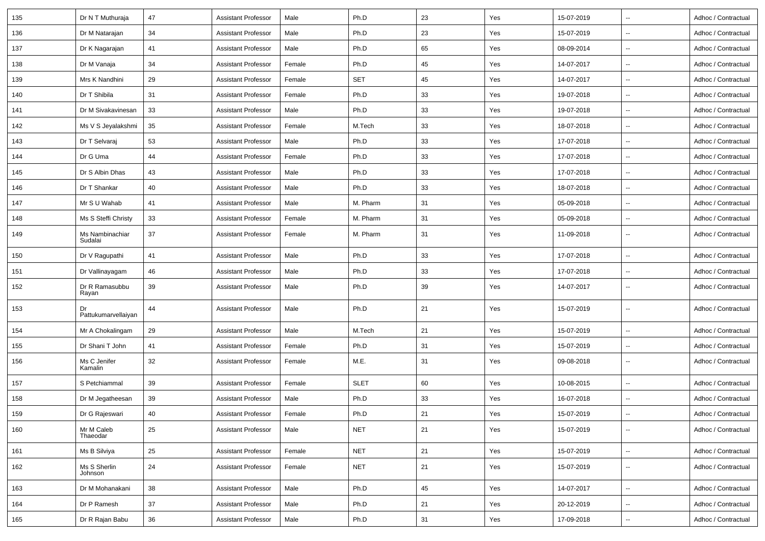| 135 | Dr N T Muthuraja | 47 | Assistant Professor | Male | Ph.D | 23 | Yes | 15-07-2019 | -- | Adhoc / Contractual |
|---|---|---|---|---|---|---|---|---|---|---|
| 136 | Dr M Natarajan | 34 | Assistant Professor | Male | Ph.D | 23 | Yes | 15-07-2019 | -- | Adhoc / Contractual |
| 137 | Dr K Nagarajan | 41 | Assistant Professor | Male | Ph.D | 65 | Yes | 08-09-2014 | -- | Adhoc / Contractual |
| 138 | Dr M Vanaja | 34 | Assistant Professor | Female | Ph.D | 45 | Yes | 14-07-2017 | -- | Adhoc / Contractual |
| 139 | Mrs K Nandhini | 29 | Assistant Professor | Female | SET | 45 | Yes | 14-07-2017 | -- | Adhoc / Contractual |
| 140 | Dr T Shibila | 31 | Assistant Professor | Female | Ph.D | 33 | Yes | 19-07-2018 | -- | Adhoc / Contractual |
| 141 | Dr M Sivakavinesan | 33 | Assistant Professor | Male | Ph.D | 33 | Yes | 19-07-2018 | -- | Adhoc / Contractual |
| 142 | Ms V S Jeyalakshmi | 35 | Assistant Professor | Female | M.Tech | 33 | Yes | 18-07-2018 | -- | Adhoc / Contractual |
| 143 | Dr T Selvaraj | 53 | Assistant Professor | Male | Ph.D | 33 | Yes | 17-07-2018 | -- | Adhoc / Contractual |
| 144 | Dr G Uma | 44 | Assistant Professor | Female | Ph.D | 33 | Yes | 17-07-2018 | -- | Adhoc / Contractual |
| 145 | Dr S Albin Dhas | 43 | Assistant Professor | Male | Ph.D | 33 | Yes | 17-07-2018 | -- | Adhoc / Contractual |
| 146 | Dr T Shankar | 40 | Assistant Professor | Male | Ph.D | 33 | Yes | 18-07-2018 | -- | Adhoc / Contractual |
| 147 | Mr S U Wahab | 41 | Assistant Professor | Male | M. Pharm | 31 | Yes | 05-09-2018 | -- | Adhoc / Contractual |
| 148 | Ms S Steffi Christy | 33 | Assistant Professor | Female | M. Pharm | 31 | Yes | 05-09-2018 | -- | Adhoc / Contractual |
| 149 | Ms Nambinachiar Sudalai | 37 | Assistant Professor | Female | M. Pharm | 31 | Yes | 11-09-2018 | -- | Adhoc / Contractual |
| 150 | Dr V Ragupathi | 41 | Assistant Professor | Male | Ph.D | 33 | Yes | 17-07-2018 | -- | Adhoc / Contractual |
| 151 | Dr Vallinayagam | 46 | Assistant Professor | Male | Ph.D | 33 | Yes | 17-07-2018 | -- | Adhoc / Contractual |
| 152 | Dr R Ramasubbu Rayan | 39 | Assistant Professor | Male | Ph.D | 39 | Yes | 14-07-2017 | -- | Adhoc / Contractual |
| 153 | Dr Pattukumarvellaiyan | 44 | Assistant Professor | Male | Ph.D | 21 | Yes | 15-07-2019 | -- | Adhoc / Contractual |
| 154 | Mr A Chokalingam | 29 | Assistant Professor | Male | M.Tech | 21 | Yes | 15-07-2019 | -- | Adhoc / Contractual |
| 155 | Dr Shani T John | 41 | Assistant Professor | Female | Ph.D | 31 | Yes | 15-07-2019 | -- | Adhoc / Contractual |
| 156 | Ms C Jenifer Kamalin | 32 | Assistant Professor | Female | M.E. | 31 | Yes | 09-08-2018 | -- | Adhoc / Contractual |
| 157 | S Petchiammal | 39 | Assistant Professor | Female | SLET | 60 | Yes | 10-08-2015 | -- | Adhoc / Contractual |
| 158 | Dr M Jegatheesan | 39 | Assistant Professor | Male | Ph.D | 33 | Yes | 16-07-2018 | -- | Adhoc / Contractual |
| 159 | Dr G Rajeswari | 40 | Assistant Professor | Female | Ph.D | 21 | Yes | 15-07-2019 | -- | Adhoc / Contractual |
| 160 | Mr M Caleb Thaeodar | 25 | Assistant Professor | Male | NET | 21 | Yes | 15-07-2019 | -- | Adhoc / Contractual |
| 161 | Ms B Silviya | 25 | Assistant Professor | Female | NET | 21 | Yes | 15-07-2019 | -- | Adhoc / Contractual |
| 162 | Ms S Sherlin Johnson | 24 | Assistant Professor | Female | NET | 21 | Yes | 15-07-2019 | -- | Adhoc / Contractual |
| 163 | Dr M Mohanakani | 38 | Assistant Professor | Male | Ph.D | 45 | Yes | 14-07-2017 | -- | Adhoc / Contractual |
| 164 | Dr P Ramesh | 37 | Assistant Professor | Male | Ph.D | 21 | Yes | 20-12-2019 | -- | Adhoc / Contractual |
| 165 | Dr R Rajan Babu | 36 | Assistant Professor | Male | Ph.D | 31 | Yes | 17-09-2018 | -- | Adhoc / Contractual |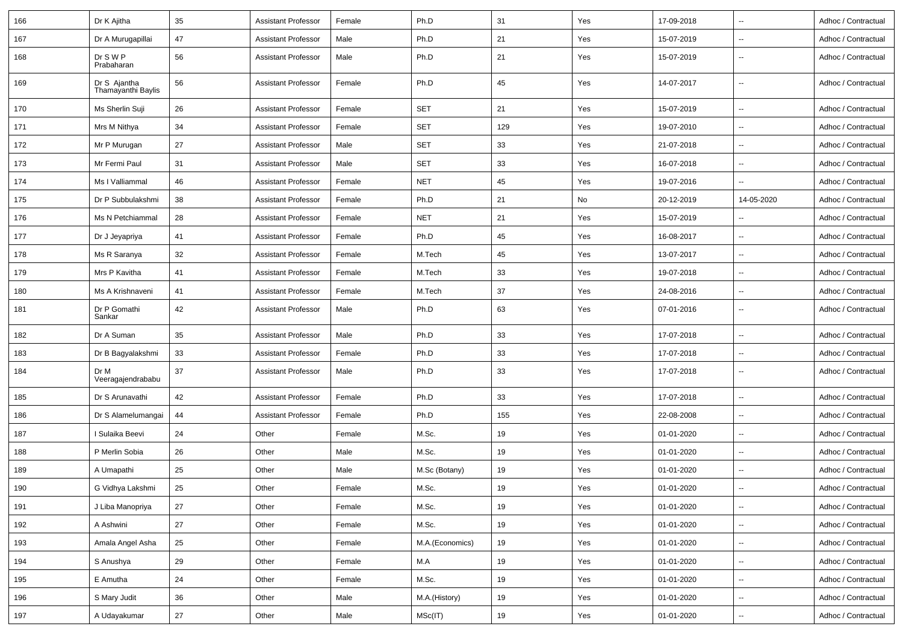| 166 | Dr K Ajitha | 35 | Assistant Professor | Female | Ph.D | 31 | Yes | 17-09-2018 | -- | Adhoc / Contractual |
|---|---|---|---|---|---|---|---|---|---|---|
| 167 | Dr A Murugapillai | 47 | Assistant Professor | Male | Ph.D | 21 | Yes | 15-07-2019 | -- | Adhoc / Contractual |
| 168 | Dr S W P Prabaharan | 56 | Assistant Professor | Male | Ph.D | 21 | Yes | 15-07-2019 | -- | Adhoc / Contractual |
| 169 | Dr S Ajantha Thamayanthi Baylis | 56 | Assistant Professor | Female | Ph.D | 45 | Yes | 14-07-2017 | -- | Adhoc / Contractual |
| 170 | Ms Sherlin Suji | 26 | Assistant Professor | Female | SET | 21 | Yes | 15-07-2019 | -- | Adhoc / Contractual |
| 171 | Mrs M Nithya | 34 | Assistant Professor | Female | SET | 129 | Yes | 19-07-2010 | -- | Adhoc / Contractual |
| 172 | Mr P Murugan | 27 | Assistant Professor | Male | SET | 33 | Yes | 21-07-2018 | -- | Adhoc / Contractual |
| 173 | Mr Fermi Paul | 31 | Assistant Professor | Male | SET | 33 | Yes | 16-07-2018 | -- | Adhoc / Contractual |
| 174 | Ms I Valliammal | 46 | Assistant Professor | Female | NET | 45 | Yes | 19-07-2016 | -- | Adhoc / Contractual |
| 175 | Dr P Subbulakshmi | 38 | Assistant Professor | Female | Ph.D | 21 | No | 20-12-2019 | 14-05-2020 | Adhoc / Contractual |
| 176 | Ms N Petchiammal | 28 | Assistant Professor | Female | NET | 21 | Yes | 15-07-2019 | -- | Adhoc / Contractual |
| 177 | Dr J Jeyapriya | 41 | Assistant Professor | Female | Ph.D | 45 | Yes | 16-08-2017 | -- | Adhoc / Contractual |
| 178 | Ms R Saranya | 32 | Assistant Professor | Female | M.Tech | 45 | Yes | 13-07-2017 | -- | Adhoc / Contractual |
| 179 | Mrs P Kavitha | 41 | Assistant Professor | Female | M.Tech | 33 | Yes | 19-07-2018 | -- | Adhoc / Contractual |
| 180 | Ms A Krishnaveni | 41 | Assistant Professor | Female | M.Tech | 37 | Yes | 24-08-2016 | -- | Adhoc / Contractual |
| 181 | Dr P Gomathi Sankar | 42 | Assistant Professor | Male | Ph.D | 63 | Yes | 07-01-2016 | -- | Adhoc / Contractual |
| 182 | Dr A Suman | 35 | Assistant Professor | Male | Ph.D | 33 | Yes | 17-07-2018 | -- | Adhoc / Contractual |
| 183 | Dr B Bagyalakshmi | 33 | Assistant Professor | Female | Ph.D | 33 | Yes | 17-07-2018 | -- | Adhoc / Contractual |
| 184 | Dr M Veeragajendrababu | 37 | Assistant Professor | Male | Ph.D | 33 | Yes | 17-07-2018 | -- | Adhoc / Contractual |
| 185 | Dr S Arunavathi | 42 | Assistant Professor | Female | Ph.D | 33 | Yes | 17-07-2018 | -- | Adhoc / Contractual |
| 186 | Dr S Alamelumangai | 44 | Assistant Professor | Female | Ph.D | 155 | Yes | 22-08-2008 | -- | Adhoc / Contractual |
| 187 | I Sulaika Beevi | 24 | Other | Female | M.Sc. | 19 | Yes | 01-01-2020 | -- | Adhoc / Contractual |
| 188 | P Merlin Sobia | 26 | Other | Male | M.Sc. | 19 | Yes | 01-01-2020 | -- | Adhoc / Contractual |
| 189 | A Umapathi | 25 | Other | Male | M.Sc (Botany) | 19 | Yes | 01-01-2020 | -- | Adhoc / Contractual |
| 190 | G Vidhya Lakshmi | 25 | Other | Female | M.Sc. | 19 | Yes | 01-01-2020 | -- | Adhoc / Contractual |
| 191 | J Liba Manopriya | 27 | Other | Female | M.Sc. | 19 | Yes | 01-01-2020 | -- | Adhoc / Contractual |
| 192 | A Ashwini | 27 | Other | Female | M.Sc. | 19 | Yes | 01-01-2020 | -- | Adhoc / Contractual |
| 193 | Amala Angel Asha | 25 | Other | Female | M.A.(Economics) | 19 | Yes | 01-01-2020 | -- | Adhoc / Contractual |
| 194 | S Anushya | 29 | Other | Female | M.A | 19 | Yes | 01-01-2020 | -- | Adhoc / Contractual |
| 195 | E Amutha | 24 | Other | Female | M.Sc. | 19 | Yes | 01-01-2020 | -- | Adhoc / Contractual |
| 196 | S Mary Judit | 36 | Other | Male | M.A.(History) | 19 | Yes | 01-01-2020 | -- | Adhoc / Contractual |
| 197 | A Udayakumar | 27 | Other | Male | MSc(IT) | 19 | Yes | 01-01-2020 | -- | Adhoc / Contractual |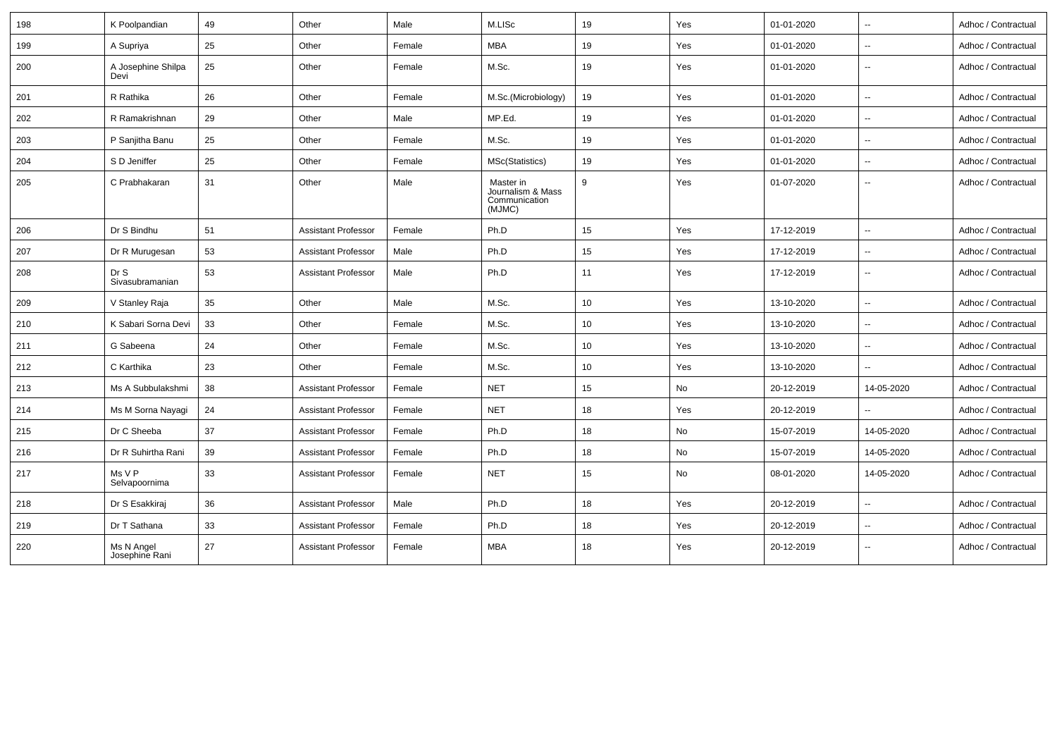| | | | | | | | | | | |
|---|---|---|---|---|---|---|---|---|---|---|
| 198 | K Poolpandian | 49 | Other | Male | M.LISc | 19 | Yes | 01-01-2020 | -- | Adhoc / Contractual |
| 199 | A Supriya | 25 | Other | Female | MBA | 19 | Yes | 01-01-2020 | -- | Adhoc / Contractual |
| 200 | A Josephine Shilpa Devi | 25 | Other | Female | M.Sc. | 19 | Yes | 01-01-2020 | -- | Adhoc / Contractual |
| 201 | R Rathika | 26 | Other | Female | M.Sc.(Microbiology) | 19 | Yes | 01-01-2020 | -- | Adhoc / Contractual |
| 202 | R Ramakrishnan | 29 | Other | Male | MP.Ed. | 19 | Yes | 01-01-2020 | -- | Adhoc / Contractual |
| 203 | P Sanjitha Banu | 25 | Other | Female | M.Sc. | 19 | Yes | 01-01-2020 | -- | Adhoc / Contractual |
| 204 | S D Jeniffer | 25 | Other | Female | MSc(Statistics) | 19 | Yes | 01-01-2020 | -- | Adhoc / Contractual |
| 205 | C Prabhakaran | 31 | Other | Male | Master in Journalism & Mass Communication (MJMC) | 9 | Yes | 01-07-2020 | -- | Adhoc / Contractual |
| 206 | Dr S Bindhu | 51 | Assistant Professor | Female | Ph.D | 15 | Yes | 17-12-2019 | -- | Adhoc / Contractual |
| 207 | Dr R Murugesan | 53 | Assistant Professor | Male | Ph.D | 15 | Yes | 17-12-2019 | -- | Adhoc / Contractual |
| 208 | Dr S Sivasubramanian | 53 | Assistant Professor | Male | Ph.D | 11 | Yes | 17-12-2019 | -- | Adhoc / Contractual |
| 209 | V Stanley Raja | 35 | Other | Male | M.Sc. | 10 | Yes | 13-10-2020 | -- | Adhoc / Contractual |
| 210 | K Sabari Sorna Devi | 33 | Other | Female | M.Sc. | 10 | Yes | 13-10-2020 | -- | Adhoc / Contractual |
| 211 | G Sabeena | 24 | Other | Female | M.Sc. | 10 | Yes | 13-10-2020 | -- | Adhoc / Contractual |
| 212 | C Karthika | 23 | Other | Female | M.Sc. | 10 | Yes | 13-10-2020 | -- | Adhoc / Contractual |
| 213 | Ms A Subbulakshmi | 38 | Assistant Professor | Female | NET | 15 | No | 20-12-2019 | 14-05-2020 | Adhoc / Contractual |
| 214 | Ms M Sorna Nayagi | 24 | Assistant Professor | Female | NET | 18 | Yes | 20-12-2019 | -- | Adhoc / Contractual |
| 215 | Dr C Sheeba | 37 | Assistant Professor | Female | Ph.D | 18 | No | 15-07-2019 | 14-05-2020 | Adhoc / Contractual |
| 216 | Dr R Suhirtha Rani | 39 | Assistant Professor | Female | Ph.D | 18 | No | 15-07-2019 | 14-05-2020 | Adhoc / Contractual |
| 217 | Ms V P Selvapoornima | 33 | Assistant Professor | Female | NET | 15 | No | 08-01-2020 | 14-05-2020 | Adhoc / Contractual |
| 218 | Dr S Esakkiraj | 36 | Assistant Professor | Male | Ph.D | 18 | Yes | 20-12-2019 | -- | Adhoc / Contractual |
| 219 | Dr T Sathana | 33 | Assistant Professor | Female | Ph.D | 18 | Yes | 20-12-2019 | -- | Adhoc / Contractual |
| 220 | Ms N Angel Josephine Rani | 27 | Assistant Professor | Female | MBA | 18 | Yes | 20-12-2019 | -- | Adhoc / Contractual |